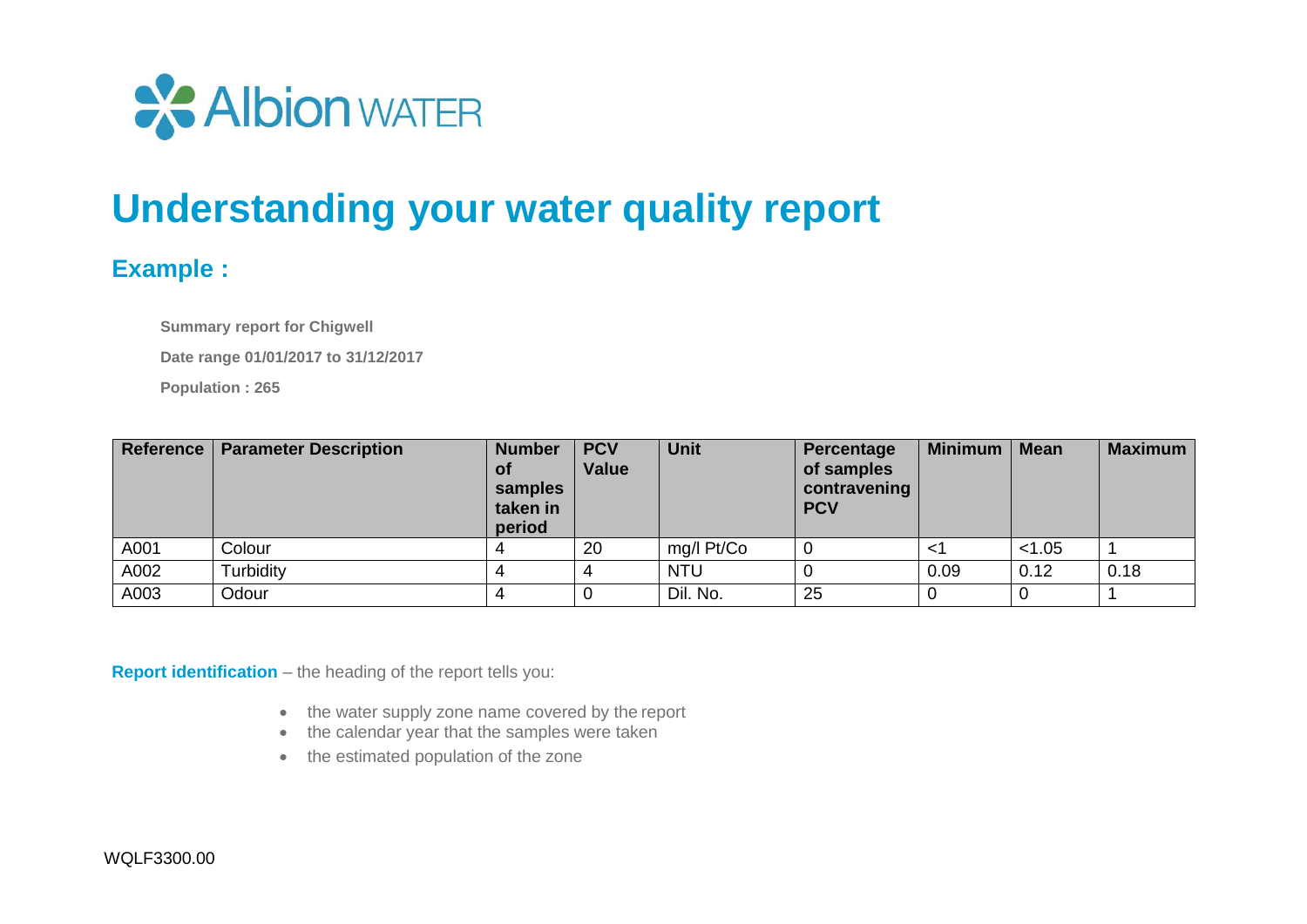Albion WATER

# Understanding your water quality report

## Example :

**Summary report for Chigwell**

**Date range 01/01/2017 to 31/12/2017**

**Population : 265**

| Reference | Parameter Description | Number of samples taken in period | PCV Value | Unit | Percentage of samples contravening PCV | Minimum | Mean | Maximum |
|---|---|---|---|---|---|---|---|---|
| A001 | Colour | 4 | 20 | mg/l Pt/Co | 0 | <1 | <1.05 | 1 |
| A002 | Turbidity | 4 | 4 | NTU | 0 | 0.09 | 0.12 | 0.18 |
| A003 | Odour | 4 | 0 | Dil. No. | 25 | 0 | 0 | 1 |

**Report identification** – the heading of the report tells you:

- the water supply zone name covered by the report
- the calendar year that the samples were taken
- the estimated population of the zone

WQLF3300.00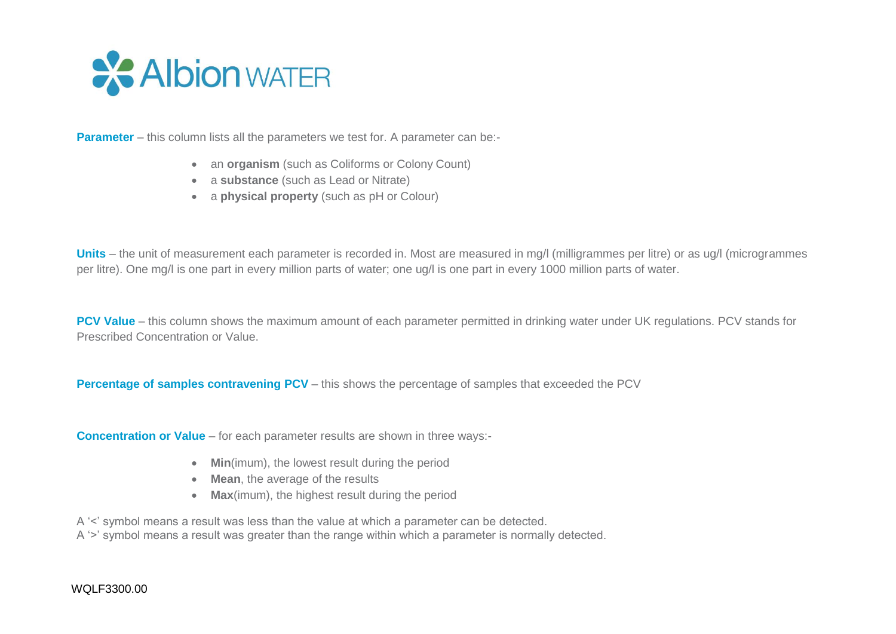Albion WATER

**Parameter** – this column lists all the parameters we test for. A parameter can be:-

- an **organism** (such as Coliforms or Colony Count)
- a **substance** (such as Lead or Nitrate)
- a **physical property** (such as pH or Colour)

**Units** – the unit of measurement each parameter is recorded in. Most are measured in mg/l (milligrammes per litre) or as ug/l (microgrammes per litre). One mg/l is one part in every million parts of water; one ug/l is one part in every 1000 million parts of water.

**PCV Value** – this column shows the maximum amount of each parameter permitted in drinking water under UK regulations. PCV stands for Prescribed Concentration or Value.

**Percentage of samples contravening PCV** – this shows the percentage of samples that exceeded the PCV

**Concentration or Value** – for each parameter results are shown in three ways:-

- **Min**(imum), the lowest result during the period
- **Mean**, the average of the results
- **Max**(imum), the highest result during the period

A '<' symbol means a result was less than the value at which a parameter can be detected.
A '>' symbol means a result was greater than the range within which a parameter is normally detected.

WQLF3300.00